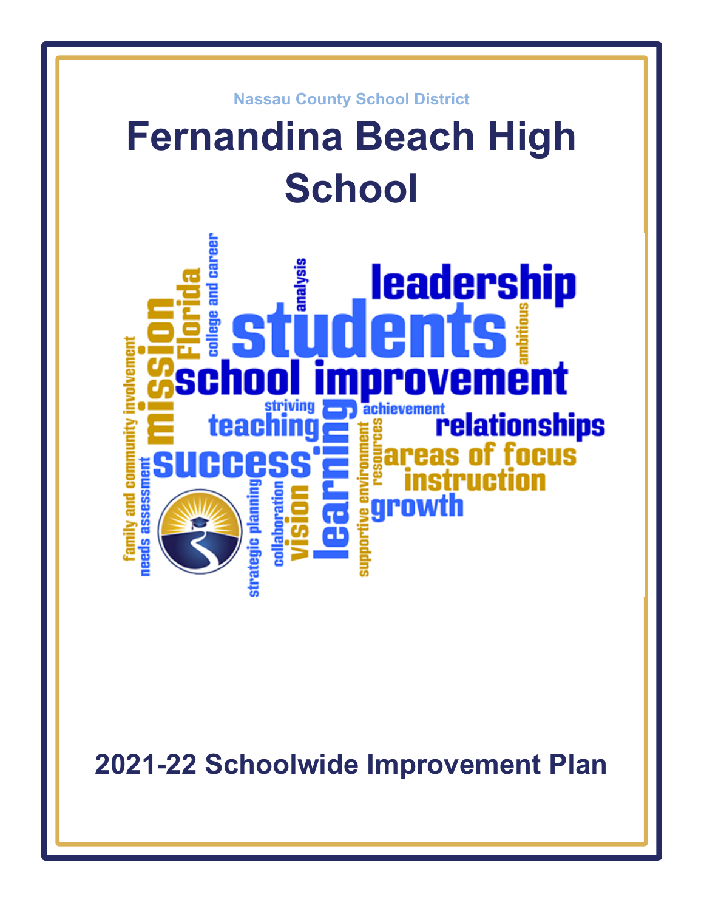Nassau County School District

# Fernandina Beach High School

2021-22 Schoolwide Improvement Plan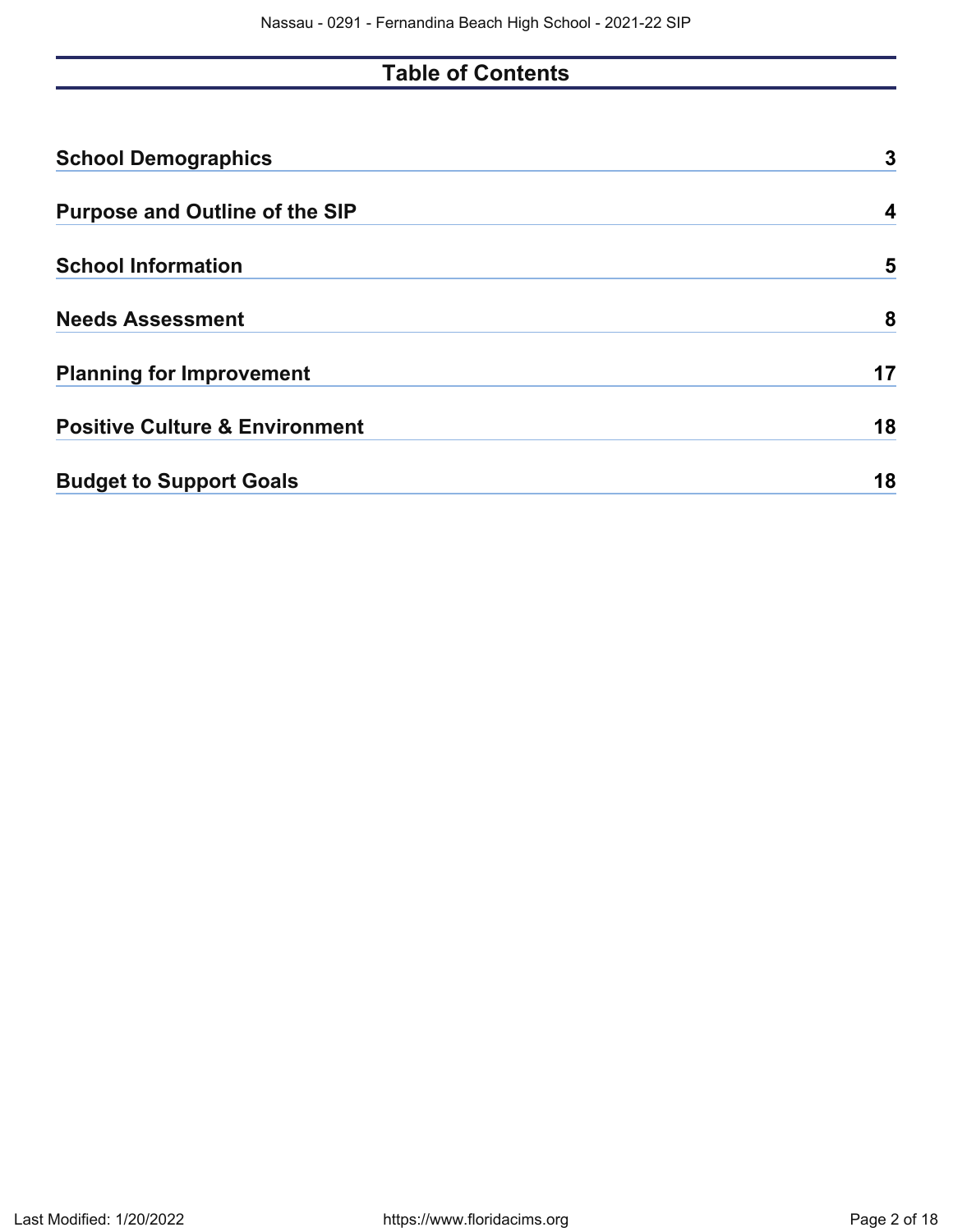# Table of Contents

| | |
|---|---|
| **School Demographics** | **3** |
| **Purpose and Outline of the SIP** | **4** |
| **School Information** | **5** |
| **Needs Assessment** | **8** |
| **Planning for Improvement** | **17** |
| **Positive Culture & Environment** | **18** |
| **Budget to Support Goals** | **18** |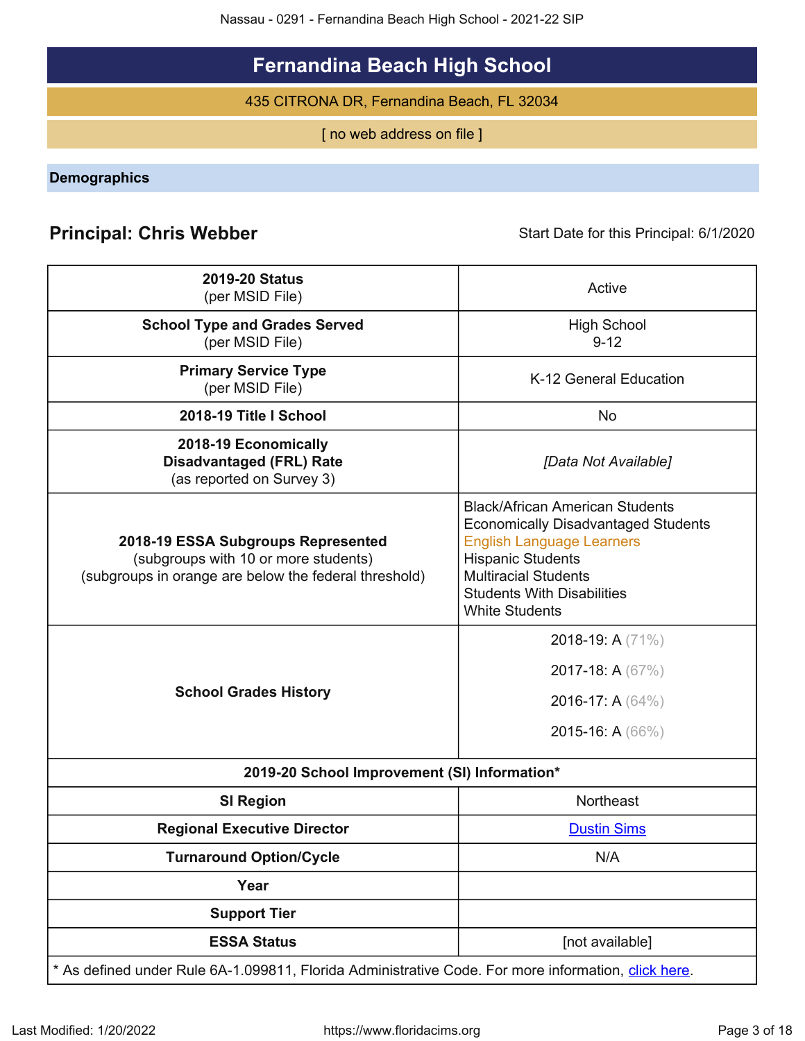# Fernandina Beach High School

435 CITRONA DR, Fernandina Beach, FL 32034

[ no web address on file ]

## Demographics

**Principal: Chris Webber** Start Date for this Principal: 6/1/2020

| | |
|---|---|
| **2019-20 Status** (per MSID File) | Active |
| **School Type and Grades Served** (per MSID File) | High School 9-12 |
| **Primary Service Type** (per MSID File) | K-12 General Education |
| **2018-19 Title I School** | No |
| **2018-19 Economically Disadvantaged (FRL) Rate** (as reported on Survey 3) | *[Data Not Available]* |
| **2018-19 ESSA Subgroups Represented** (subgroups with 10 or more students) (subgroups in orange are below the federal threshold) | Black/African American Students<br>Economically Disadvantaged Students<br>English Language Learners<br>Hispanic Students<br>Multiracial Students<br>Students With Disabilities<br>White Students |
| **School Grades History** | 2018-19: A (71%)<br>2017-18: A (67%)<br>2016-17: A (64%)<br>2015-16: A (66%) |
| **2019-20 School Improvement (SI) Information*** | |
| **SI Region** | Northeast |
| **Regional Executive Director** | Dustin Sims |
| **Turnaround Option/Cycle** | N/A |
| **Year** | |
| **Support Tier** | |
| **ESSA Status** | [not available] |

* As defined under Rule 6A-1.099811, Florida Administrative Code. For more information, click here.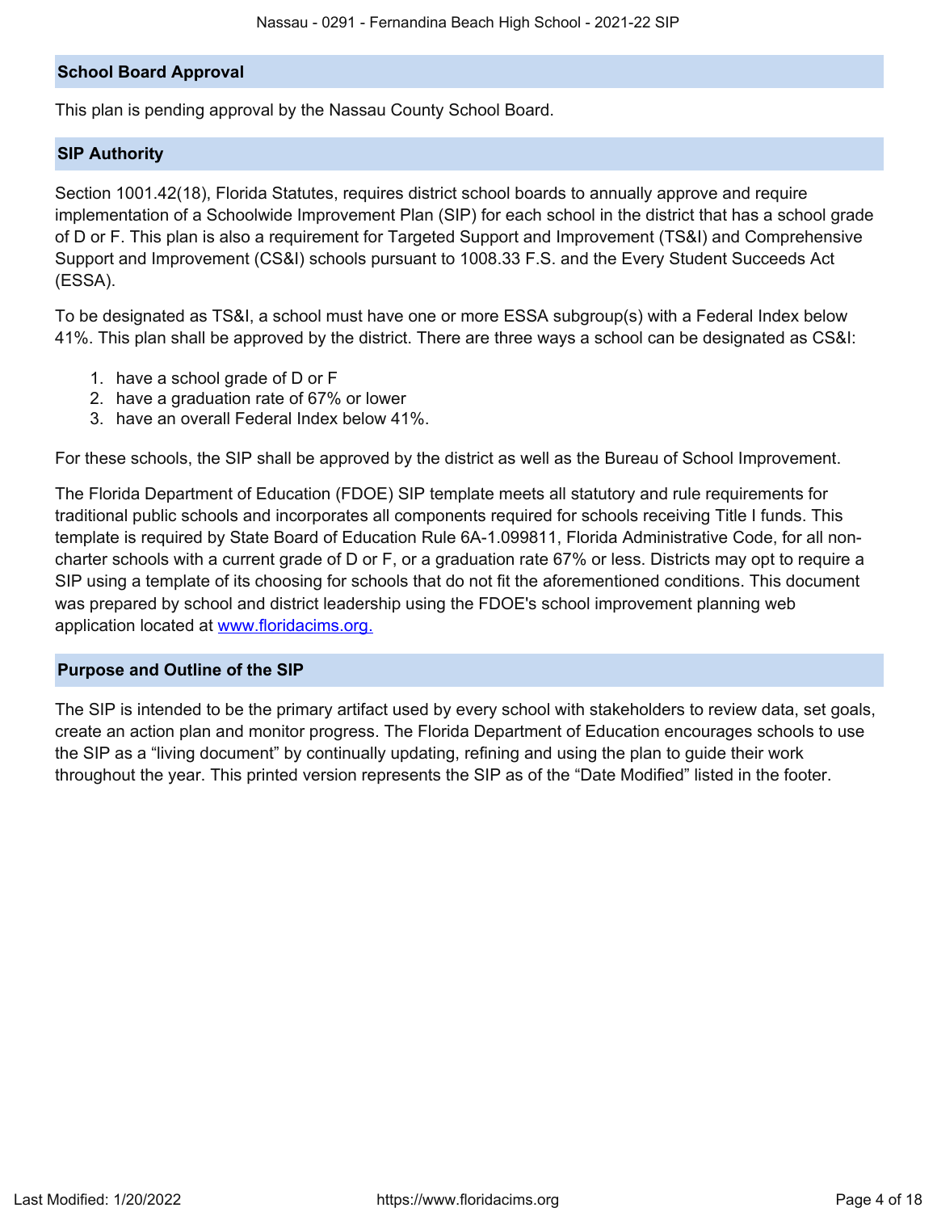## School Board Approval

This plan is pending approval by the Nassau County School Board.

## SIP Authority

Section 1001.42(18), Florida Statutes, requires district school boards to annually approve and require implementation of a Schoolwide Improvement Plan (SIP) for each school in the district that has a school grade of D or F. This plan is also a requirement for Targeted Support and Improvement (TS&I) and Comprehensive Support and Improvement (CS&I) schools pursuant to 1008.33 F.S. and the Every Student Succeeds Act (ESSA).

To be designated as TS&I, a school must have one or more ESSA subgroup(s) with a Federal Index below 41%. This plan shall be approved by the district. There are three ways a school can be designated as CS&I:

1. have a school grade of D or F
2. have a graduation rate of 67% or lower
3. have an overall Federal Index below 41%.

For these schools, the SIP shall be approved by the district as well as the Bureau of School Improvement.

The Florida Department of Education (FDOE) SIP template meets all statutory and rule requirements for traditional public schools and incorporates all components required for schools receiving Title I funds. This template is required by State Board of Education Rule 6A-1.099811, Florida Administrative Code, for all non-charter schools with a current grade of D or F, or a graduation rate 67% or less. Districts may opt to require a SIP using a template of its choosing for schools that do not fit the aforementioned conditions. This document was prepared by school and district leadership using the FDOE's school improvement planning web application located at [www.floridacims.org.](https://www.floridacims.org)

## Purpose and Outline of the SIP

The SIP is intended to be the primary artifact used by every school with stakeholders to review data, set goals, create an action plan and monitor progress. The Florida Department of Education encourages schools to use the SIP as a "living document" by continually updating, refining and using the plan to guide their work throughout the year. This printed version represents the SIP as of the "Date Modified" listed in the footer.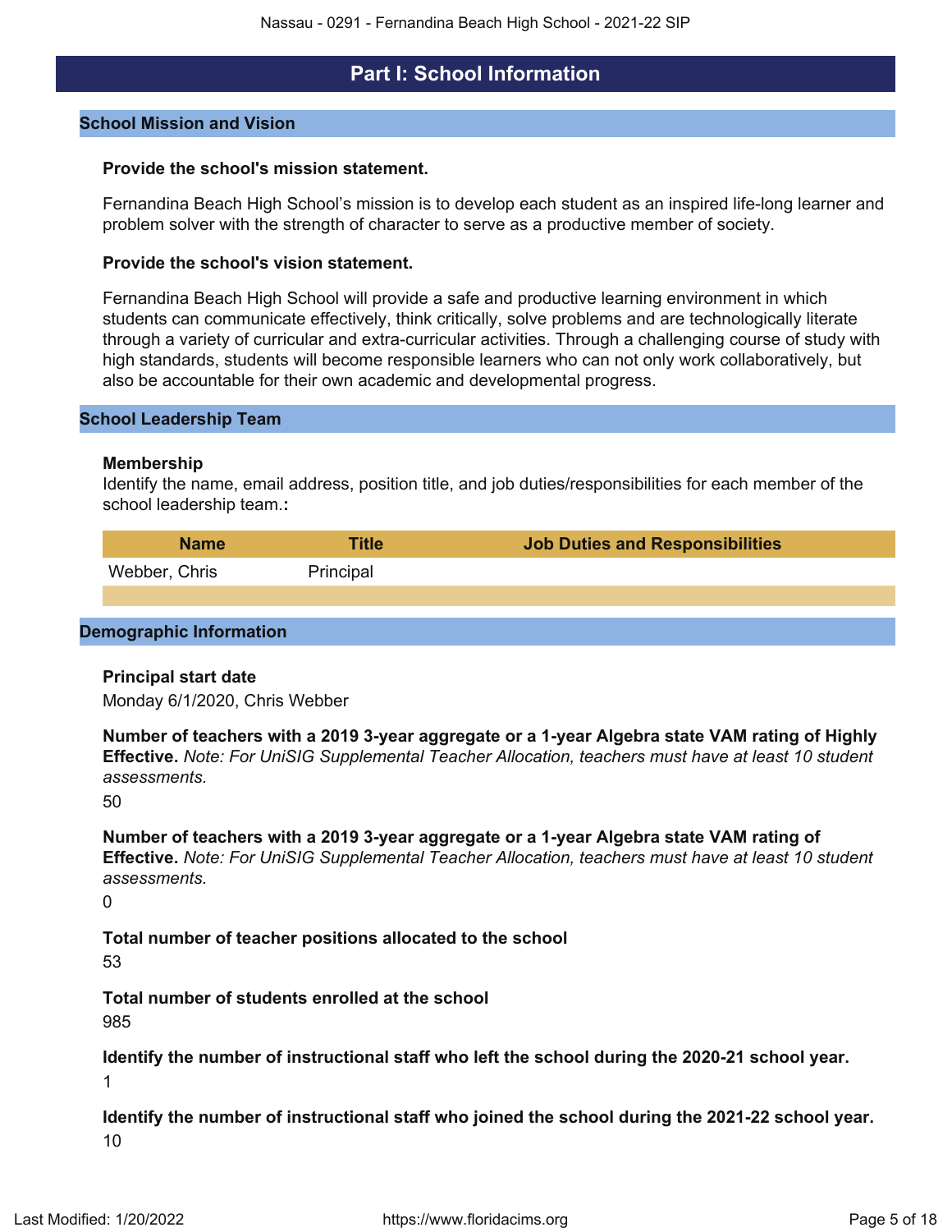# Part I: School Information

## School Mission and Vision

**Provide the school's mission statement.**

Fernandina Beach High School's mission is to develop each student as an inspired life-long learner and problem solver with the strength of character to serve as a productive member of society.

**Provide the school's vision statement.**

Fernandina Beach High School will provide a safe and productive learning environment in which students can communicate effectively, think critically, solve problems and are technologically literate through a variety of curricular and extra-curricular activities. Through a challenging course of study with high standards, students will become responsible learners who can not only work collaboratively, but also be accountable for their own academic and developmental progress.

## School Leadership Team

**Membership**

Identify the name, email address, position title, and job duties/responsibilities for each member of the school leadership team.**:**

| Name | Title | Job Duties and Responsibilities |
|---|---|---|
| Webber, Chris | Principal | |

## Demographic Information

**Principal start date**

Monday 6/1/2020, Chris Webber

**Number of teachers with a 2019 3-year aggregate or a 1-year Algebra state VAM rating of Highly Effective.** *Note: For UniSIG Supplemental Teacher Allocation, teachers must have at least 10 student assessments.*

50

**Number of teachers with a 2019 3-year aggregate or a 1-year Algebra state VAM rating of Effective.** *Note: For UniSIG Supplemental Teacher Allocation, teachers must have at least 10 student assessments.*

0

**Total number of teacher positions allocated to the school**

53

**Total number of students enrolled at the school**

985

**Identify the number of instructional staff who left the school during the 2020-21 school year.**

1

**Identify the number of instructional staff who joined the school during the 2021-22 school year.**

10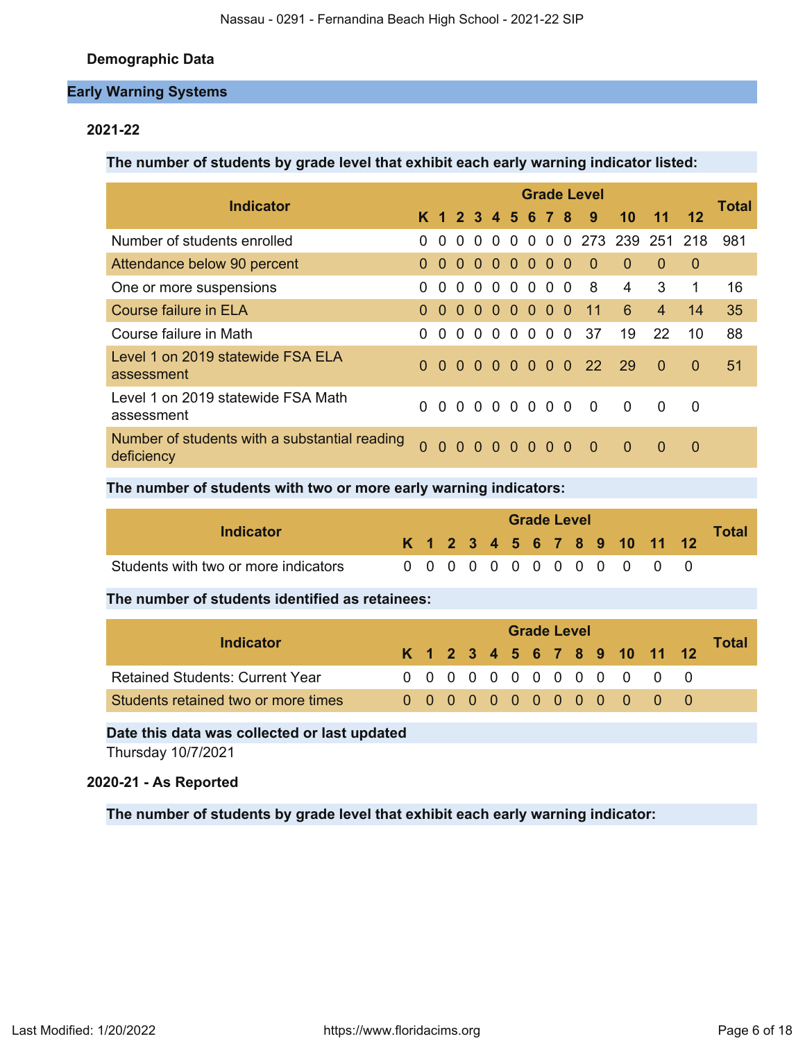### Demographic Data

## Early Warning Systems

### 2021-22

**The number of students by grade level that exhibit each early warning indicator listed:**

| Indicator | K | 1 | 2 | 3 | 4 | 5 | 6 | 7 | 8 | 9 | 10 | 11 | 12 | Total |
|---|---|---|---|---|---|---|---|---|---|---|---|---|---|---|
| Number of students enrolled | 0 | 0 | 0 | 0 | 0 | 0 | 0 | 0 | 0 | 273 | 239 | 251 | 218 | 981 |
| Attendance below 90 percent | 0 | 0 | 0 | 0 | 0 | 0 | 0 | 0 | 0 | 0 | 0 | 0 | 0 | |
| One or more suspensions | 0 | 0 | 0 | 0 | 0 | 0 | 0 | 0 | 0 | 8 | 4 | 3 | 1 | 16 |
| Course failure in ELA | 0 | 0 | 0 | 0 | 0 | 0 | 0 | 0 | 0 | 11 | 6 | 4 | 14 | 35 |
| Course failure in Math | 0 | 0 | 0 | 0 | 0 | 0 | 0 | 0 | 0 | 37 | 19 | 22 | 10 | 88 |
| Level 1 on 2019 statewide FSA ELA assessment | 0 | 0 | 0 | 0 | 0 | 0 | 0 | 0 | 0 | 22 | 29 | 0 | 0 | 51 |
| Level 1 on 2019 statewide FSA Math assessment | 0 | 0 | 0 | 0 | 0 | 0 | 0 | 0 | 0 | 0 | 0 | 0 | 0 | |
| Number of students with a substantial reading deficiency | 0 | 0 | 0 | 0 | 0 | 0 | 0 | 0 | 0 | 0 | 0 | 0 | 0 | |

**The number of students with two or more early warning indicators:**

| Indicator | K | 1 | 2 | 3 | 4 | 5 | 6 | 7 | 8 | 9 | 10 | 11 | 12 | Total |
|---|---|---|---|---|---|---|---|---|---|---|---|---|---|---|
| Students with two or more indicators | 0 | 0 | 0 | 0 | 0 | 0 | 0 | 0 | 0 | 0 | 0 | 0 | 0 | |

**The number of students identified as retainees:**

| Indicator | K | 1 | 2 | 3 | 4 | 5 | 6 | 7 | 8 | 9 | 10 | 11 | 12 | Total |
|---|---|---|---|---|---|---|---|---|---|---|---|---|---|---|
| Retained Students: Current Year | 0 | 0 | 0 | 0 | 0 | 0 | 0 | 0 | 0 | 0 | 0 | 0 | 0 | |
| Students retained two or more times | 0 | 0 | 0 | 0 | 0 | 0 | 0 | 0 | 0 | 0 | 0 | 0 | 0 | |

**Date this data was collected or last updated**

Thursday 10/7/2021

### 2020-21 - As Reported

**The number of students by grade level that exhibit each early warning indicator:**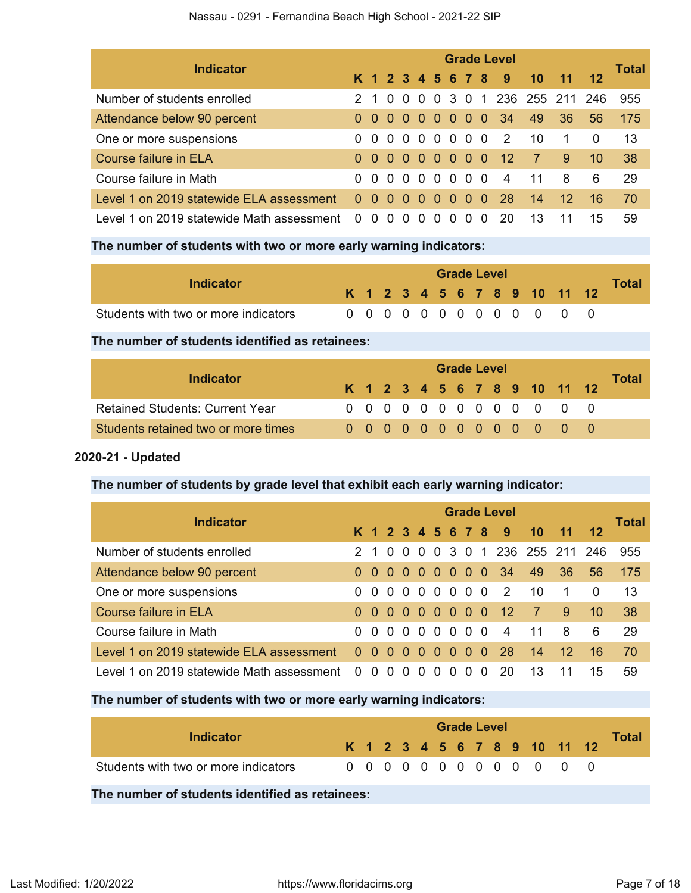| Indicator | Grade Level | | | | | | | | | | | | | Total |
|---|---|---|---|---|---|---|---|---|---|---|---|---|---|---|
| | K | 1 | 2 | 3 | 4 | 5 | 6 | 7 | 8 | 9 | 10 | 11 | 12 | |
| Number of students enrolled | 2 | 1 | 0 | 0 | 0 | 0 | 3 | 0 | 1 | 236 | 255 | 211 | 246 | 955 |
| Attendance below 90 percent | 0 | 0 | 0 | 0 | 0 | 0 | 0 | 0 | 0 | 34 | 49 | 36 | 56 | 175 |
| One or more suspensions | 0 | 0 | 0 | 0 | 0 | 0 | 0 | 0 | 0 | 2 | 10 | 1 | 0 | 13 |
| Course failure in ELA | 0 | 0 | 0 | 0 | 0 | 0 | 0 | 0 | 0 | 12 | 7 | 9 | 10 | 38 |
| Course failure in Math | 0 | 0 | 0 | 0 | 0 | 0 | 0 | 0 | 0 | 4 | 11 | 8 | 6 | 29 |
| Level 1 on 2019 statewide ELA assessment | 0 | 0 | 0 | 0 | 0 | 0 | 0 | 0 | 0 | 28 | 14 | 12 | 16 | 70 |
| Level 1 on 2019 statewide Math assessment | 0 | 0 | 0 | 0 | 0 | 0 | 0 | 0 | 0 | 20 | 13 | 11 | 15 | 59 |

**The number of students with two or more early warning indicators:**

| Indicator | Grade Level | | | | | | | | | | | | | Total |
|---|---|---|---|---|---|---|---|---|---|---|---|---|---|---|
| | K | 1 | 2 | 3 | 4 | 5 | 6 | 7 | 8 | 9 | 10 | 11 | 12 | |
| Students with two or more indicators | 0 | 0 | 0 | 0 | 0 | 0 | 0 | 0 | 0 | 0 | 0 | 0 | 0 | |

**The number of students identified as retainees:**

| Indicator | Grade Level | | | | | | | | | | | | | Total |
|---|---|---|---|---|---|---|---|---|---|---|---|---|---|---|
| | K | 1 | 2 | 3 | 4 | 5 | 6 | 7 | 8 | 9 | 10 | 11 | 12 | |
| Retained Students: Current Year | 0 | 0 | 0 | 0 | 0 | 0 | 0 | 0 | 0 | 0 | 0 | 0 | 0 | |
| Students retained two or more times | 0 | 0 | 0 | 0 | 0 | 0 | 0 | 0 | 0 | 0 | 0 | 0 | 0 | |

**2020-21 - Updated**

**The number of students by grade level that exhibit each early warning indicator:**

| Indicator | Grade Level | | | | | | | | | | | | | Total |
|---|---|---|---|---|---|---|---|---|---|---|---|---|---|---|
| | K | 1 | 2 | 3 | 4 | 5 | 6 | 7 | 8 | 9 | 10 | 11 | 12 | |
| Number of students enrolled | 2 | 1 | 0 | 0 | 0 | 0 | 3 | 0 | 1 | 236 | 255 | 211 | 246 | 955 |
| Attendance below 90 percent | 0 | 0 | 0 | 0 | 0 | 0 | 0 | 0 | 0 | 34 | 49 | 36 | 56 | 175 |
| One or more suspensions | 0 | 0 | 0 | 0 | 0 | 0 | 0 | 0 | 0 | 2 | 10 | 1 | 0 | 13 |
| Course failure in ELA | 0 | 0 | 0 | 0 | 0 | 0 | 0 | 0 | 0 | 12 | 7 | 9 | 10 | 38 |
| Course failure in Math | 0 | 0 | 0 | 0 | 0 | 0 | 0 | 0 | 0 | 4 | 11 | 8 | 6 | 29 |
| Level 1 on 2019 statewide ELA assessment | 0 | 0 | 0 | 0 | 0 | 0 | 0 | 0 | 0 | 28 | 14 | 12 | 16 | 70 |
| Level 1 on 2019 statewide Math assessment | 0 | 0 | 0 | 0 | 0 | 0 | 0 | 0 | 0 | 20 | 13 | 11 | 15 | 59 |

**The number of students with two or more early warning indicators:**

| Indicator | Grade Level | | | | | | | | | | | | | Total |
|---|---|---|---|---|---|---|---|---|---|---|---|---|---|---|
| | K | 1 | 2 | 3 | 4 | 5 | 6 | 7 | 8 | 9 | 10 | 11 | 12 | |
| Students with two or more indicators | 0 | 0 | 0 | 0 | 0 | 0 | 0 | 0 | 0 | 0 | 0 | 0 | 0 | |

**The number of students identified as retainees:**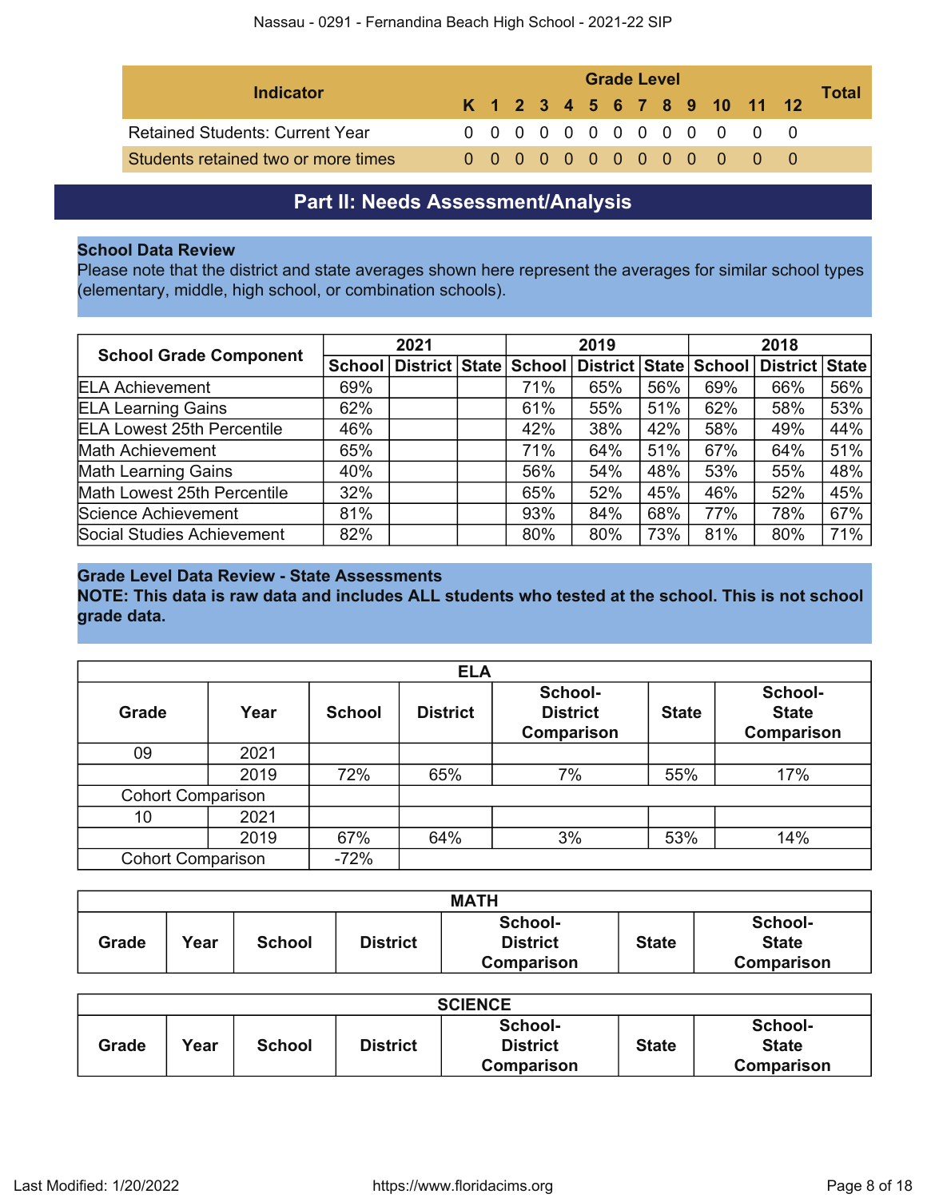| Indicator | K | 1 | 2 | 3 | 4 | 5 | 6 | 7 | 8 | 9 | 10 | 11 | 12 | Total |
|---|---|---|---|---|---|---|---|---|---|---|---|---|---|---|
| | Grade Level | | | | | | | | | | | | | |
| Retained Students: Current Year | 0 | 0 | 0 | 0 | 0 | 0 | 0 | 0 | 0 | 0 | 0 | 0 | 0 | |
| Students retained two or more times | 0 | 0 | 0 | 0 | 0 | 0 | 0 | 0 | 0 | 0 | 0 | 0 | 0 | |

## Part II: Needs Assessment/Analysis

### School Data Review

Please note that the district and state averages shown here represent the averages for similar school types (elementary, middle, high school, or combination schools).

| School Grade Component | 2021 | | | 2019 | | | 2018 | | |
|---|---|---|---|---|---|---|---|---|---|
| | School | District | State | School | District | State | School | District | State |
| ELA Achievement | 69% | | | 71% | 65% | 56% | 69% | 66% | 56% |
| ELA Learning Gains | 62% | | | 61% | 55% | 51% | 62% | 58% | 53% |
| ELA Lowest 25th Percentile | 46% | | | 42% | 38% | 42% | 58% | 49% | 44% |
| Math Achievement | 65% | | | 71% | 64% | 51% | 67% | 64% | 51% |
| Math Learning Gains | 40% | | | 56% | 54% | 48% | 53% | 55% | 48% |
| Math Lowest 25th Percentile | 32% | | | 65% | 52% | 45% | 46% | 52% | 45% |
| Science Achievement | 81% | | | 93% | 84% | 68% | 77% | 78% | 67% |
| Social Studies Achievement | 82% | | | 80% | 80% | 73% | 81% | 80% | 71% |

### Grade Level Data Review - State Assessments

**NOTE: This data is raw data and includes ALL students who tested at the school. This is not school grade data.**

| ELA | | | | | | |
|---|---|---|---|---|---|---|
| Grade | Year | School | District | School-District Comparison | State | School-State Comparison |
| 09 | 2021 | | | | | |
| | 2019 | 72% | 65% | 7% | 55% | 17% |
| Cohort Comparison | | | | | | |
| 10 | 2021 | | | | | |
| | 2019 | 67% | 64% | 3% | 53% | 14% |
| Cohort Comparison | | -72% | | | | |

| MATH | | | | | | |
|---|---|---|---|---|---|---|
| Grade | Year | School | District | School-District Comparison | State | School-State Comparison |

| SCIENCE | | | | | | |
|---|---|---|---|---|---|---|
| Grade | Year | School | District | School-District Comparison | State | School-State Comparison |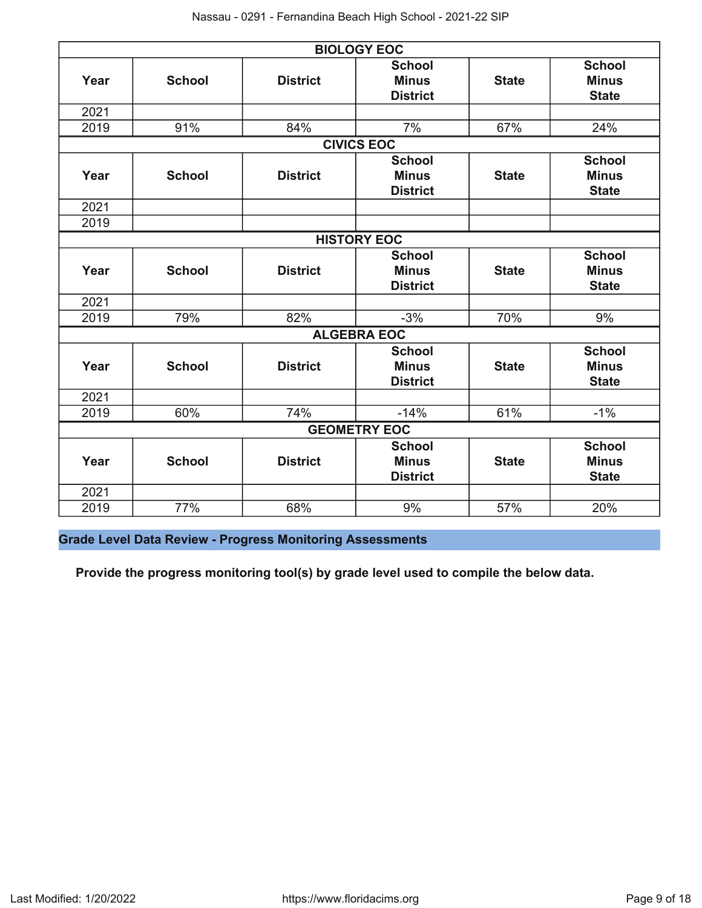| BIOLOGY EOC | | | | | |
|---|---|---|---|---|---|
| **Year** | **School** | **District** | **School Minus District** | **State** | **School Minus State** |
| 2021 | | | | | |
| 2019 | 91% | 84% | 7% | 67% | 24% |

| CIVICS EOC | | | | | |
|---|---|---|---|---|---|
| **Year** | **School** | **District** | **School Minus District** | **State** | **School Minus State** |
| 2021 | | | | | |
| 2019 | | | | | |

| HISTORY EOC | | | | | |
|---|---|---|---|---|---|
| **Year** | **School** | **District** | **School Minus District** | **State** | **School Minus State** |
| 2021 | | | | | |
| 2019 | 79% | 82% | -3% | 70% | 9% |

| ALGEBRA EOC | | | | | |
|---|---|---|---|---|---|
| **Year** | **School** | **District** | **School Minus District** | **State** | **School Minus State** |
| 2021 | | | | | |
| 2019 | 60% | 74% | -14% | 61% | -1% |

| GEOMETRY EOC | | | | | |
|---|---|---|---|---|---|
| **Year** | **School** | **District** | **School Minus District** | **State** | **School Minus State** |
| 2021 | | | | | |
| 2019 | 77% | 68% | 9% | 57% | 20% |

## Grade Level Data Review - Progress Monitoring Assessments

**Provide the progress monitoring tool(s) by grade level used to compile the below data.**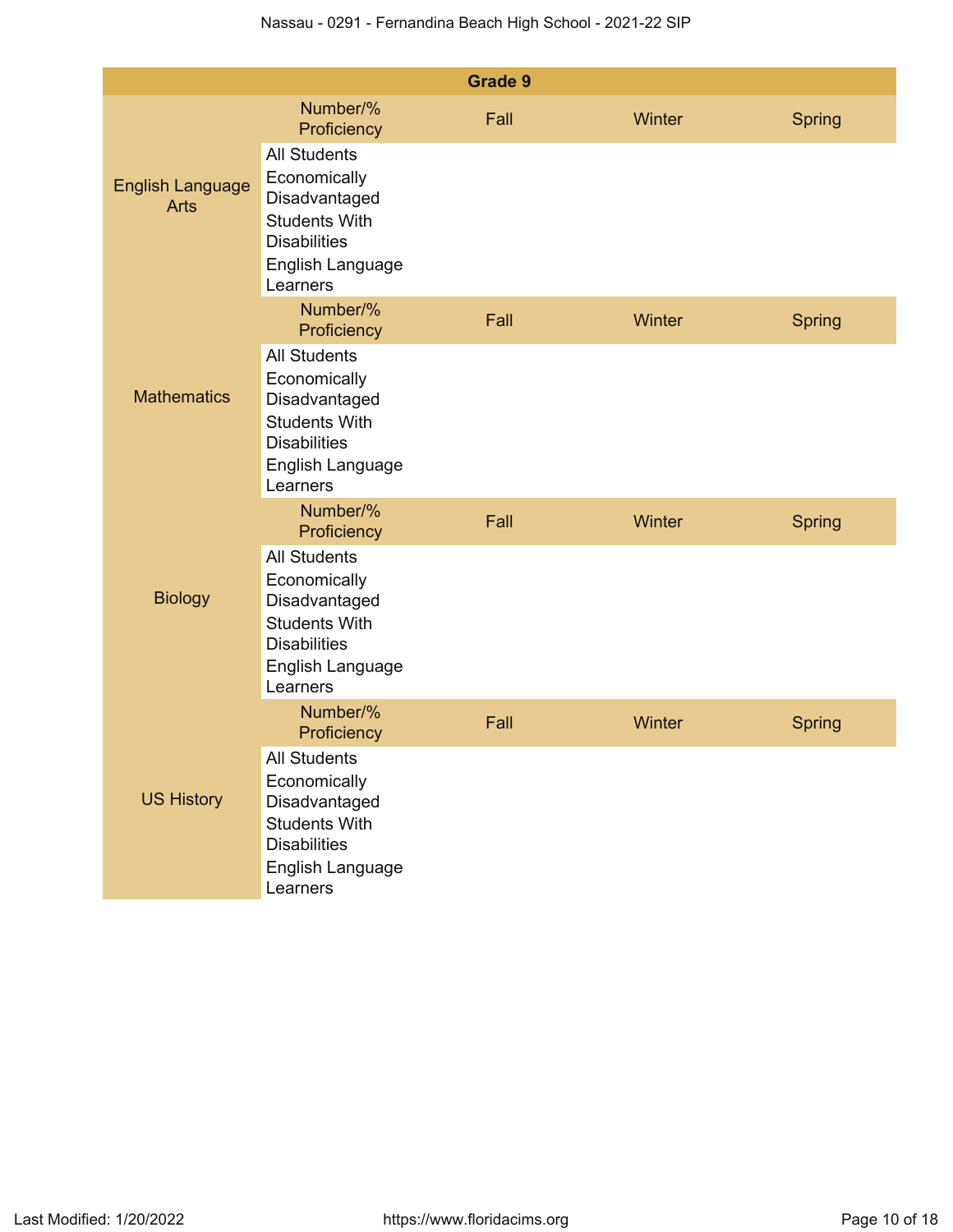| Grade 9 | | | | |
|---|---|---|---|---|
| English Language Arts | Number/% Proficiency | Fall | Winter | Spring |
| | All Students | | | |
| | Economically Disadvantaged | | | |
| | Students With Disabilities | | | |
| | English Language Learners | | | |
| Mathematics | Number/% Proficiency | Fall | Winter | Spring |
| | All Students | | | |
| | Economically Disadvantaged | | | |
| | Students With Disabilities | | | |
| | English Language Learners | | | |
| Biology | Number/% Proficiency | Fall | Winter | Spring |
| | All Students | | | |
| | Economically Disadvantaged | | | |
| | Students With Disabilities | | | |
| | English Language Learners | | | |
| US History | Number/% Proficiency | Fall | Winter | Spring |
| | All Students | | | |
| | Economically Disadvantaged | | | |
| | Students With Disabilities | | | |
| | English Language Learners | | | |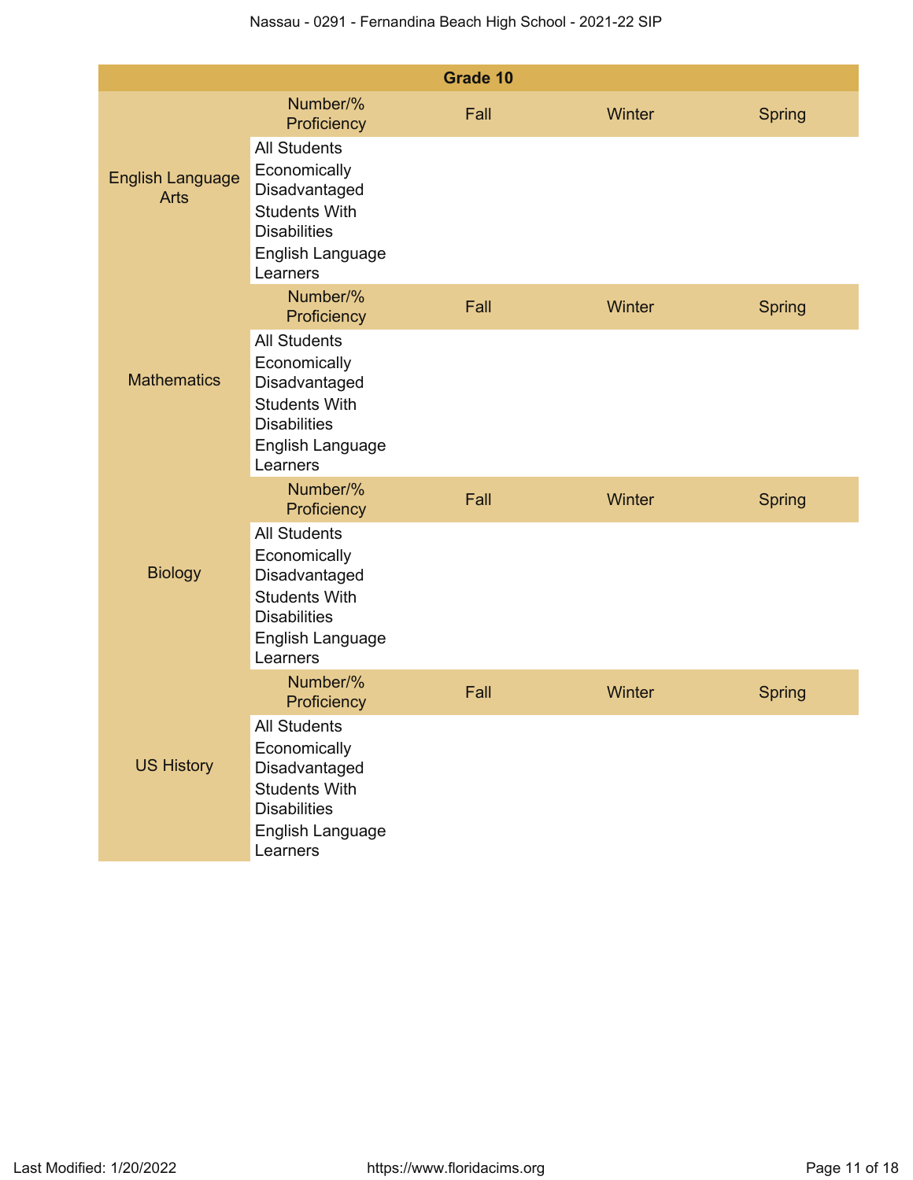| Grade 10 | | | | |
|---|---|---|---|---|
| English Language Arts | Number/% Proficiency | Fall | Winter | Spring |
| | All Students | | | |
| | Economically Disadvantaged | | | |
| | Students With Disabilities | | | |
| | English Language Learners | | | |
| Mathematics | Number/% Proficiency | Fall | Winter | Spring |
| | All Students | | | |
| | Economically Disadvantaged | | | |
| | Students With Disabilities | | | |
| | English Language Learners | | | |
| Biology | Number/% Proficiency | Fall | Winter | Spring |
| | All Students | | | |
| | Economically Disadvantaged | | | |
| | Students With Disabilities | | | |
| | English Language Learners | | | |
| US History | Number/% Proficiency | Fall | Winter | Spring |
| | All Students | | | |
| | Economically Disadvantaged | | | |
| | Students With Disabilities | | | |
| | English Language Learners | | | |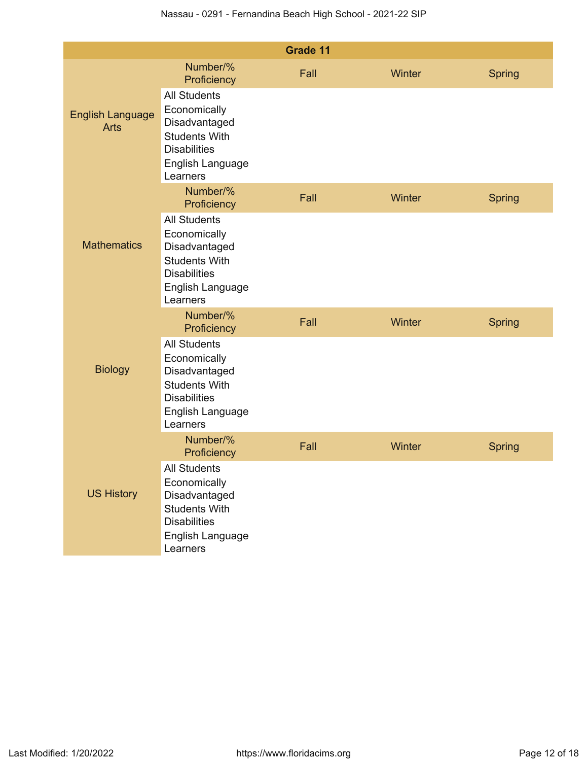| Grade 11 | | | | |
|---|---|---|---|---|
| English Language Arts | Number/% Proficiency | Fall | Winter | Spring |
| | All Students | | | |
| | Economically Disadvantaged | | | |
| | Students With Disabilities | | | |
| | English Language Learners | | | |
| Mathematics | Number/% Proficiency | Fall | Winter | Spring |
| | All Students | | | |
| | Economically Disadvantaged | | | |
| | Students With Disabilities | | | |
| | English Language Learners | | | |
| Biology | Number/% Proficiency | Fall | Winter | Spring |
| | All Students | | | |
| | Economically Disadvantaged | | | |
| | Students With Disabilities | | | |
| | English Language Learners | | | |
| US History | Number/% Proficiency | Fall | Winter | Spring |
| | All Students | | | |
| | Economically Disadvantaged | | | |
| | Students With Disabilities | | | |
| | English Language Learners | | | |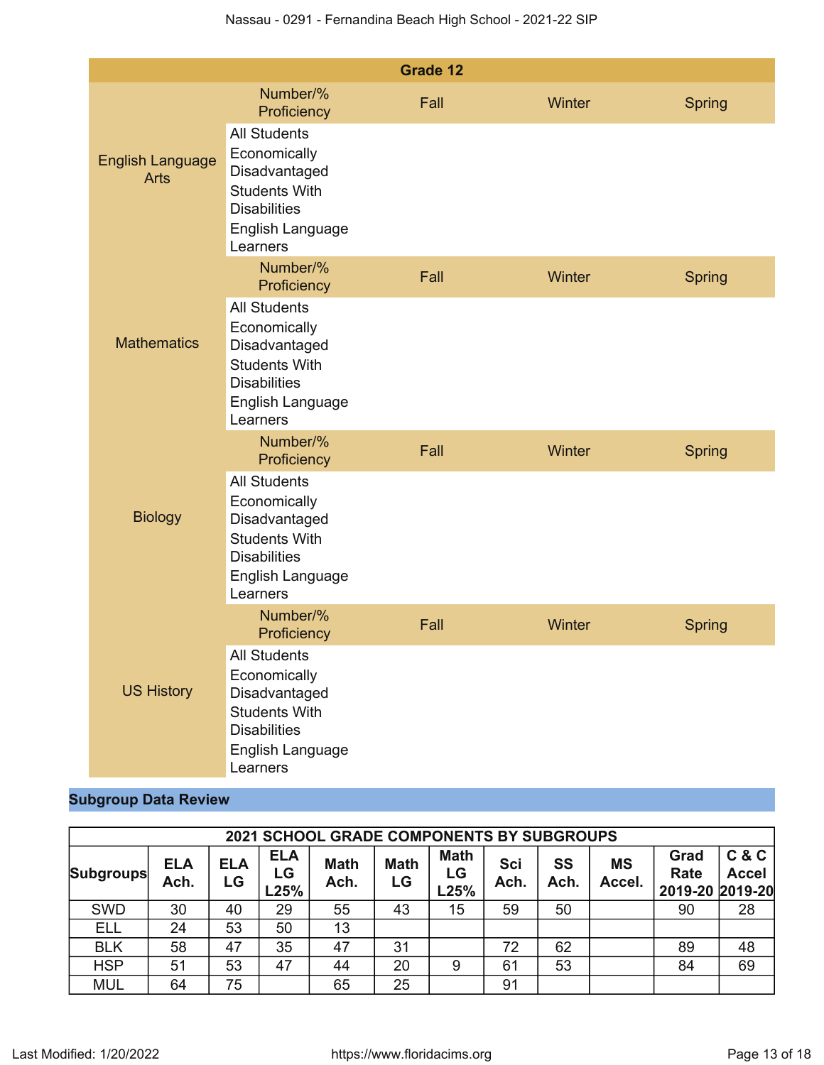| Grade 12 | | | | |
|---|---|---|---|---|
| English Language Arts | Number/% Proficiency | Fall | Winter | Spring |
| | All Students | | | |
| | Economically Disadvantaged | | | |
| | Students With Disabilities | | | |
| | English Language Learners | | | |
| Mathematics | Number/% Proficiency | Fall | Winter | Spring |
| | All Students | | | |
| | Economically Disadvantaged | | | |
| | Students With Disabilities | | | |
| | English Language Learners | | | |
| Biology | Number/% Proficiency | Fall | Winter | Spring |
| | All Students | | | |
| | Economically Disadvantaged | | | |
| | Students With Disabilities | | | |
| | English Language Learners | | | |
| US History | Number/% Proficiency | Fall | Winter | Spring |
| | All Students | | | |
| | Economically Disadvantaged | | | |
| | Students With Disabilities | | | |
| | English Language Learners | | | |

## Subgroup Data Review

| 2021 SCHOOL GRADE COMPONENTS BY SUBGROUPS | | | | | | | | | | | |
|---|---|---|---|---|---|---|---|---|---|---|---|
| **Subgroups** | **ELA Ach.** | **ELA LG** | **ELA LG L25%** | **Math Ach.** | **Math LG** | **Math LG L25%** | **Sci Ach.** | **SS Ach.** | **MS Accel.** | **Grad Rate 2019-20** | **C & C Accel 2019-20** |
| SWD | 30 | 40 | 29 | 55 | 43 | 15 | 59 | 50 | | 90 | 28 |
| ELL | 24 | 53 | 50 | 13 | | | | | | | |
| BLK | 58 | 47 | 35 | 47 | 31 | | 72 | 62 | | 89 | 48 |
| HSP | 51 | 53 | 47 | 44 | 20 | 9 | 61 | 53 | | 84 | 69 |
| MUL | 64 | 75 | | 65 | 25 | | 91 | | | | |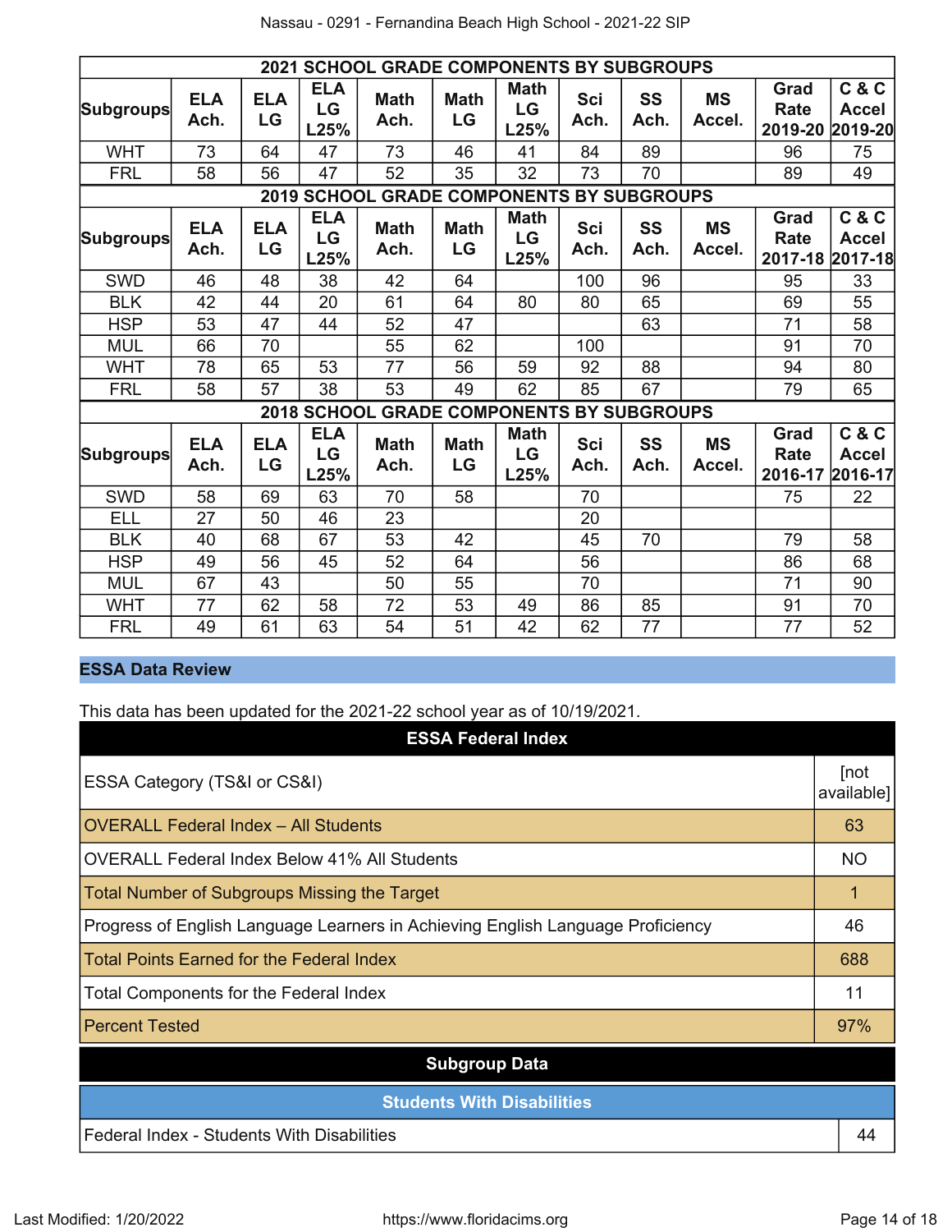| 2021 SCHOOL GRADE COMPONENTS BY SUBGROUPS | | | | | | | | | | | |
|---|---|---|---|---|---|---|---|---|---|---|---|
| Subgroups | ELA Ach. | ELA LG | ELA LG L25% | Math Ach. | Math LG | Math LG L25% | Sci Ach. | SS Ach. | MS Accel. | Grad Rate 2019-20 | C & C Accel 2019-20 |
| WHT | 73 | 64 | 47 | 73 | 46 | 41 | 84 | 89 | | 96 | 75 |
| FRL | 58 | 56 | 47 | 52 | 35 | 32 | 73 | 70 | | 89 | 49 |

| 2019 SCHOOL GRADE COMPONENTS BY SUBGROUPS | | | | | | | | | | | |
|---|---|---|---|---|---|---|---|---|---|---|---|
| Subgroups | ELA Ach. | ELA LG | ELA LG L25% | Math Ach. | Math LG | Math LG L25% | Sci Ach. | SS Ach. | MS Accel. | Grad Rate 2017-18 | C & C Accel 2017-18 |
| SWD | 46 | 48 | 38 | 42 | 64 | | 100 | 96 | | 95 | 33 |
| BLK | 42 | 44 | 20 | 61 | 64 | 80 | 80 | 65 | | 69 | 55 |
| HSP | 53 | 47 | 44 | 52 | 47 | | | 63 | | 71 | 58 |
| MUL | 66 | 70 | | 55 | 62 | | 100 | | | 91 | 70 |
| WHT | 78 | 65 | 53 | 77 | 56 | 59 | 92 | 88 | | 94 | 80 |
| FRL | 58 | 57 | 38 | 53 | 49 | 62 | 85 | 67 | | 79 | 65 |

| 2018 SCHOOL GRADE COMPONENTS BY SUBGROUPS | | | | | | | | | | | |
|---|---|---|---|---|---|---|---|---|---|---|---|
| Subgroups | ELA Ach. | ELA LG | ELA LG L25% | Math Ach. | Math LG | Math LG L25% | Sci Ach. | SS Ach. | MS Accel. | Grad Rate 2016-17 | C & C Accel 2016-17 |
| SWD | 58 | 69 | 63 | 70 | 58 | | 70 | | | 75 | 22 |
| ELL | 27 | 50 | 46 | 23 | | | 20 | | | | |
| BLK | 40 | 68 | 67 | 53 | 42 | | 45 | 70 | | 79 | 58 |
| HSP | 49 | 56 | 45 | 52 | 64 | | 56 | | | 86 | 68 |
| MUL | 67 | 43 | | 50 | 55 | | 70 | | | 71 | 90 |
| WHT | 77 | 62 | 58 | 72 | 53 | 49 | 86 | 85 | | 91 | 70 |
| FRL | 49 | 61 | 63 | 54 | 51 | 42 | 62 | 77 | | 77 | 52 |

## ESSA Data Review

This data has been updated for the 2021-22 school year as of 10/19/2021.

| ESSA Federal Index | |
|---|---|
| ESSA Category (TS&I or CS&I) | [not available] |
| OVERALL Federal Index – All Students | 63 |
| OVERALL Federal Index Below 41% All Students | NO |
| Total Number of Subgroups Missing the Target | 1 |
| Progress of English Language Learners in Achieving English Language Proficiency | 46 |
| Total Points Earned for the Federal Index | 688 |
| Total Components for the Federal Index | 11 |
| Percent Tested | 97% |

**Subgroup Data**

| Students With Disabilities | |
|---|---|
| Federal Index - Students With Disabilities | 44 |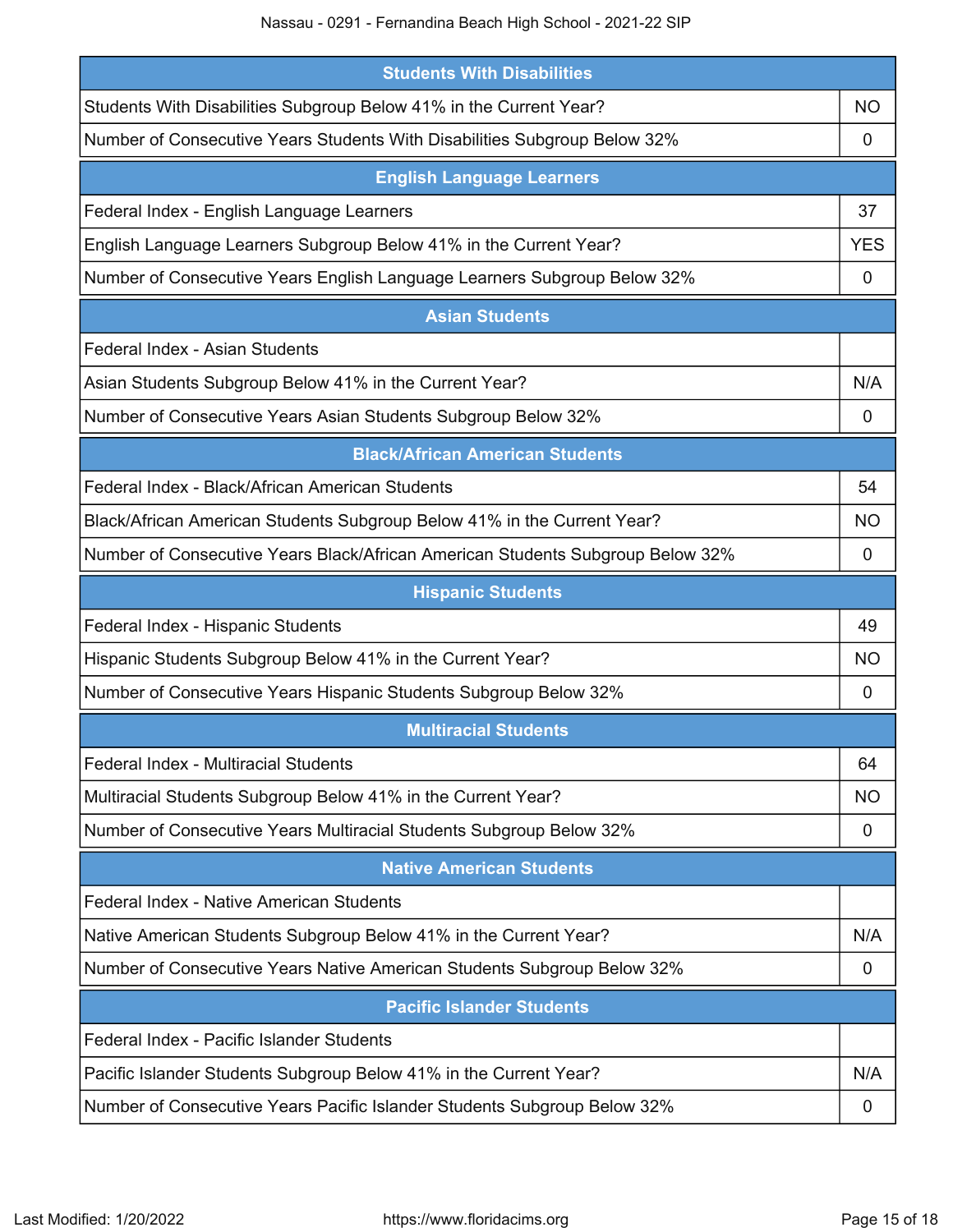| Students With Disabilities | |
|---|---|
| Students With Disabilities Subgroup Below 41% in the Current Year? | NO |
| Number of Consecutive Years Students With Disabilities Subgroup Below 32% | 0 |

| English Language Learners | |
|---|---|
| Federal Index - English Language Learners | 37 |
| English Language Learners Subgroup Below 41% in the Current Year? | YES |
| Number of Consecutive Years English Language Learners Subgroup Below 32% | 0 |

| Asian Students | |
|---|---|
| Federal Index - Asian Students | |
| Asian Students Subgroup Below 41% in the Current Year? | N/A |
| Number of Consecutive Years Asian Students Subgroup Below 32% | 0 |

| Black/African American Students | |
|---|---|
| Federal Index - Black/African American Students | 54 |
| Black/African American Students Subgroup Below 41% in the Current Year? | NO |
| Number of Consecutive Years Black/African American Students Subgroup Below 32% | 0 |

| Hispanic Students | |
|---|---|
| Federal Index - Hispanic Students | 49 |
| Hispanic Students Subgroup Below 41% in the Current Year? | NO |
| Number of Consecutive Years Hispanic Students Subgroup Below 32% | 0 |

| Multiracial Students | |
|---|---|
| Federal Index - Multiracial Students | 64 |
| Multiracial Students Subgroup Below 41% in the Current Year? | NO |
| Number of Consecutive Years Multiracial Students Subgroup Below 32% | 0 |

| Native American Students | |
|---|---|
| Federal Index - Native American Students | |
| Native American Students Subgroup Below 41% in the Current Year? | N/A |
| Number of Consecutive Years Native American Students Subgroup Below 32% | 0 |

| Pacific Islander Students | |
|---|---|
| Federal Index - Pacific Islander Students | |
| Pacific Islander Students Subgroup Below 41% in the Current Year? | N/A |
| Number of Consecutive Years Pacific Islander Students Subgroup Below 32% | 0 |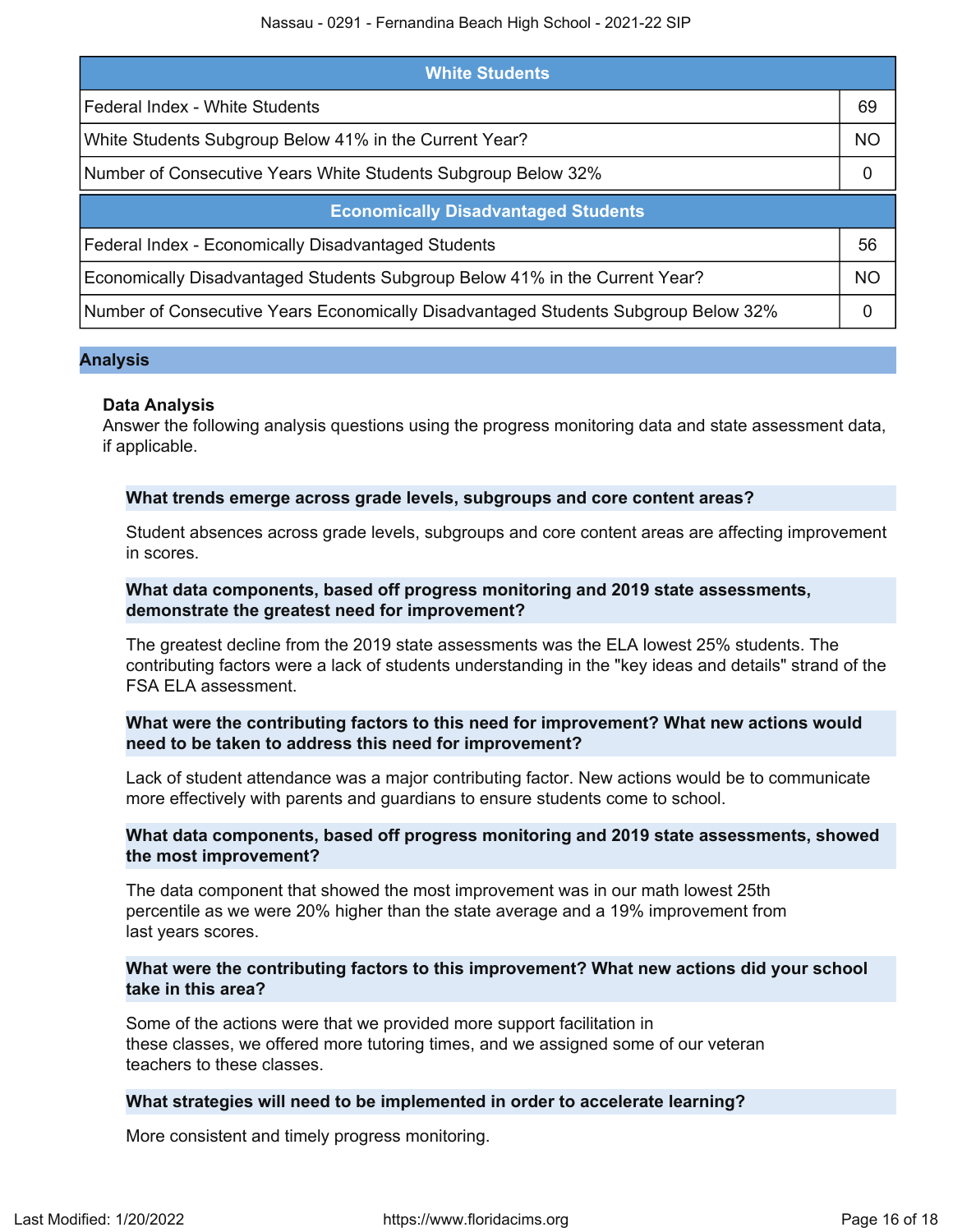| White Students | |
|---|---|
| Federal Index - White Students | 69 |
| White Students Subgroup Below 41% in the Current Year? | NO |
| Number of Consecutive Years White Students Subgroup Below 32% | 0 |

| Economically Disadvantaged Students | |
|---|---|
| Federal Index - Economically Disadvantaged Students | 56 |
| Economically Disadvantaged Students Subgroup Below 41% in the Current Year? | NO |
| Number of Consecutive Years Economically Disadvantaged Students Subgroup Below 32% | 0 |

## Analysis

### Data Analysis

Answer the following analysis questions using the progress monitoring data and state assessment data, if applicable.

**What trends emerge across grade levels, subgroups and core content areas?**

Student absences across grade levels, subgroups and core content areas are affecting improvement in scores.

**What data components, based off progress monitoring and 2019 state assessments, demonstrate the greatest need for improvement?**

The greatest decline from the 2019 state assessments was the ELA lowest 25% students. The contributing factors were a lack of students understanding in the "key ideas and details" strand of the FSA ELA assessment.

**What were the contributing factors to this need for improvement? What new actions would need to be taken to address this need for improvement?**

Lack of student attendance was a major contributing factor. New actions would be to communicate more effectively with parents and guardians to ensure students come to school.

**What data components, based off progress monitoring and 2019 state assessments, showed the most improvement?**

The data component that showed the most improvement was in our math lowest 25th percentile as we were 20% higher than the state average and a 19% improvement from last years scores.

**What were the contributing factors to this improvement? What new actions did your school take in this area?**

Some of the actions were that we provided more support facilitation in these classes, we offered more tutoring times, and we assigned some of our veteran teachers to these classes.

**What strategies will need to be implemented in order to accelerate learning?**

More consistent and timely progress monitoring.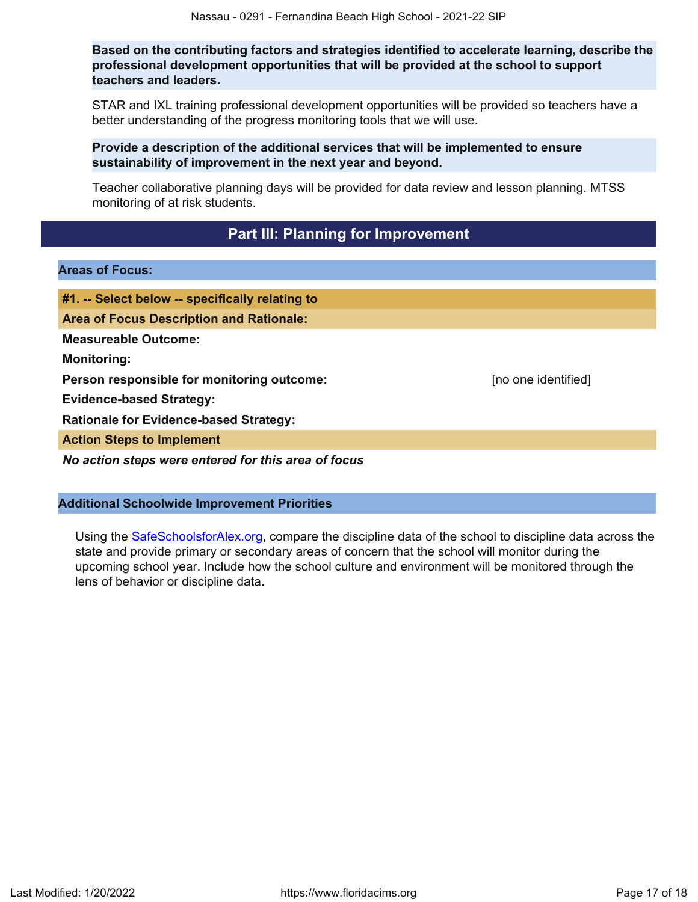**Based on the contributing factors and strategies identified to accelerate learning, describe the professional development opportunities that will be provided at the school to support teachers and leaders.**

STAR and IXL training professional development opportunities will be provided so teachers have a better understanding of the progress monitoring tools that we will use.

**Provide a description of the additional services that will be implemented to ensure sustainability of improvement in the next year and beyond.**

Teacher collaborative planning days will be provided for data review and lesson planning. MTSS monitoring of at risk students.

## Part III: Planning for Improvement

### Areas of Focus:

#### #1. -- Select below -- specifically relating to

**Area of Focus Description and Rationale:**

**Measureable Outcome:**

**Monitoring:**

**Person responsible for monitoring outcome:** [no one identified]

**Evidence-based Strategy:**

**Rationale for Evidence-based Strategy:**

**Action Steps to Implement**

***No action steps were entered for this area of focus***

### Additional Schoolwide Improvement Priorities

Using the SafeSchoolsforAlex.org, compare the discipline data of the school to discipline data across the state and provide primary or secondary areas of concern that the school will monitor during the upcoming school year. Include how the school culture and environment will be monitored through the lens of behavior or discipline data.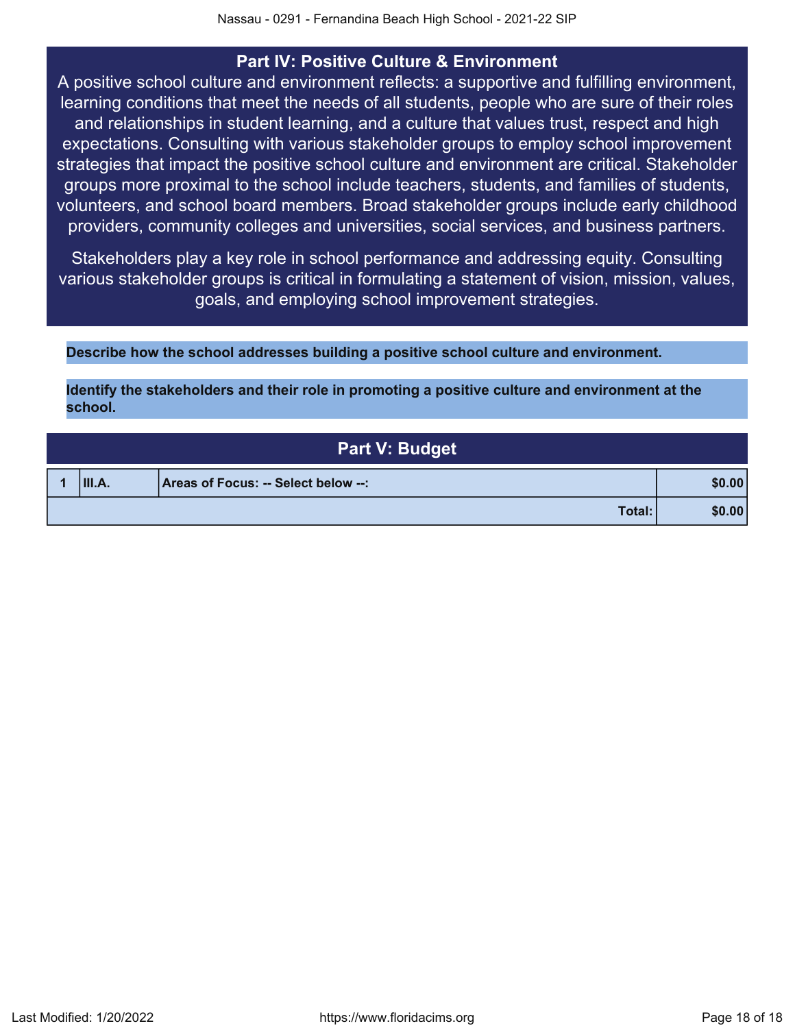## Part IV: Positive Culture & Environment

A positive school culture and environment reflects: a supportive and fulfilling environment, learning conditions that meet the needs of all students, people who are sure of their roles and relationships in student learning, and a culture that values trust, respect and high expectations. Consulting with various stakeholder groups to employ school improvement strategies that impact the positive school culture and environment are critical. Stakeholder groups more proximal to the school include teachers, students, and families of students, volunteers, and school board members. Broad stakeholder groups include early childhood providers, community colleges and universities, social services, and business partners.

Stakeholders play a key role in school performance and addressing equity. Consulting various stakeholder groups is critical in formulating a statement of vision, mission, values, goals, and employing school improvement strategies.

**Describe how the school addresses building a positive school culture and environment.**

**Identify the stakeholders and their role in promoting a positive culture and environment at the school.**

## Part V: Budget

| | | | |
|---|---|---|---|
| 1 | III.A. | Areas of Focus: -- Select below --: | $0.00 |
| | | Total: | $0.00 |